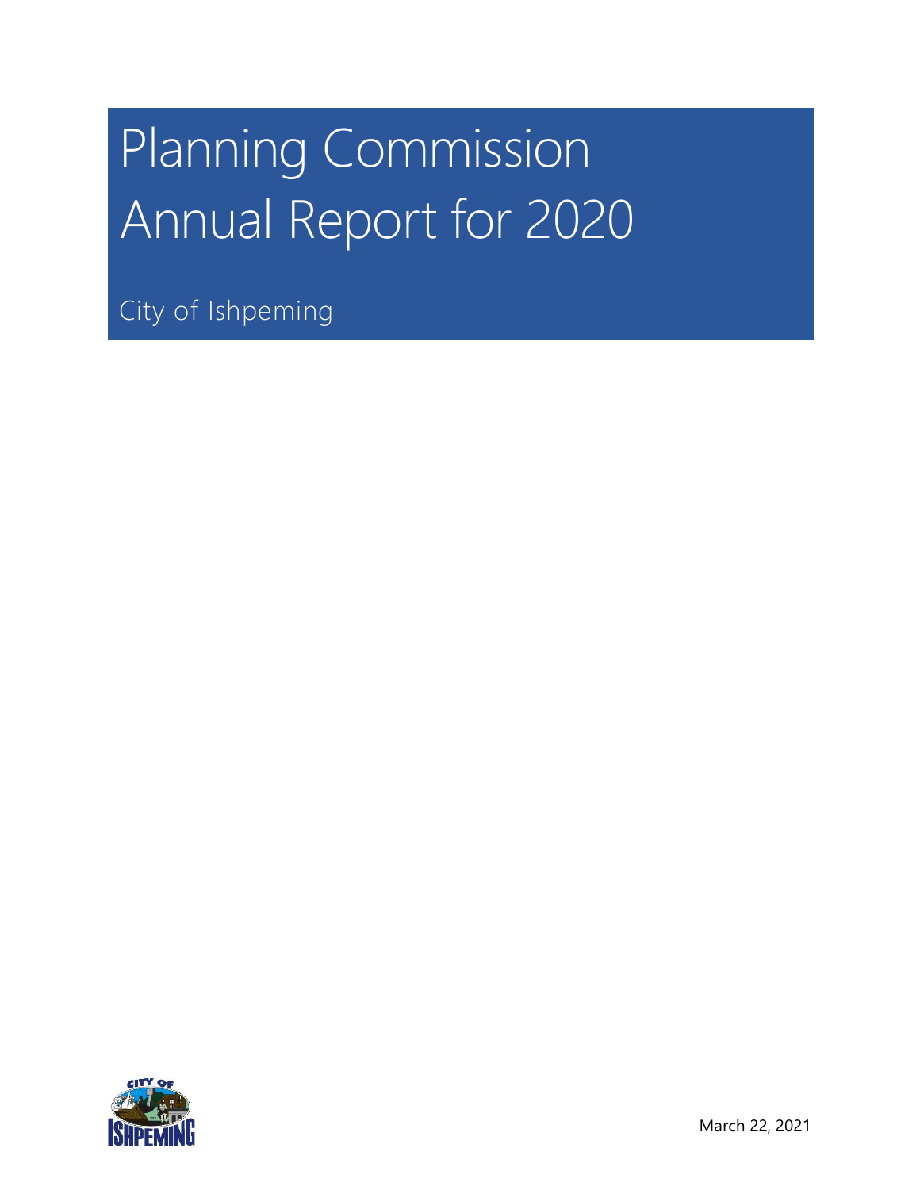# Planning Commission Annual Report for 2020

City of Ishpeming

March 22, 2021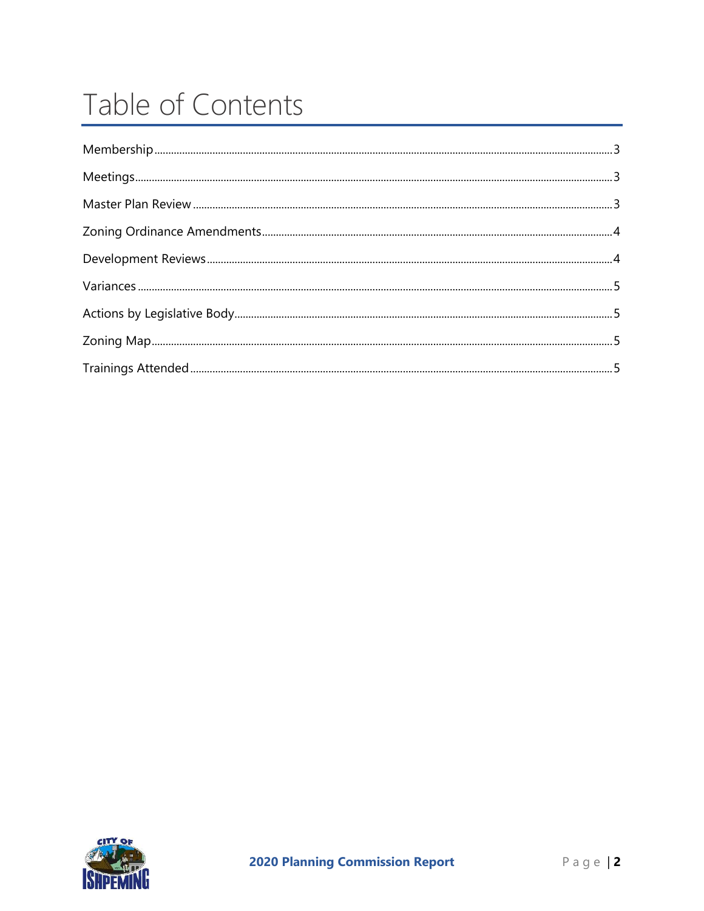# Table of Contents

Membership .......... 3

Meetings .......... 3

Master Plan Review .......... 3

Zoning Ordinance Amendments .......... 4

Development Reviews .......... 4

Variances .......... 5

Actions by Legislative Body .......... 5

Zoning Map .......... 5

Trainings Attended .......... 5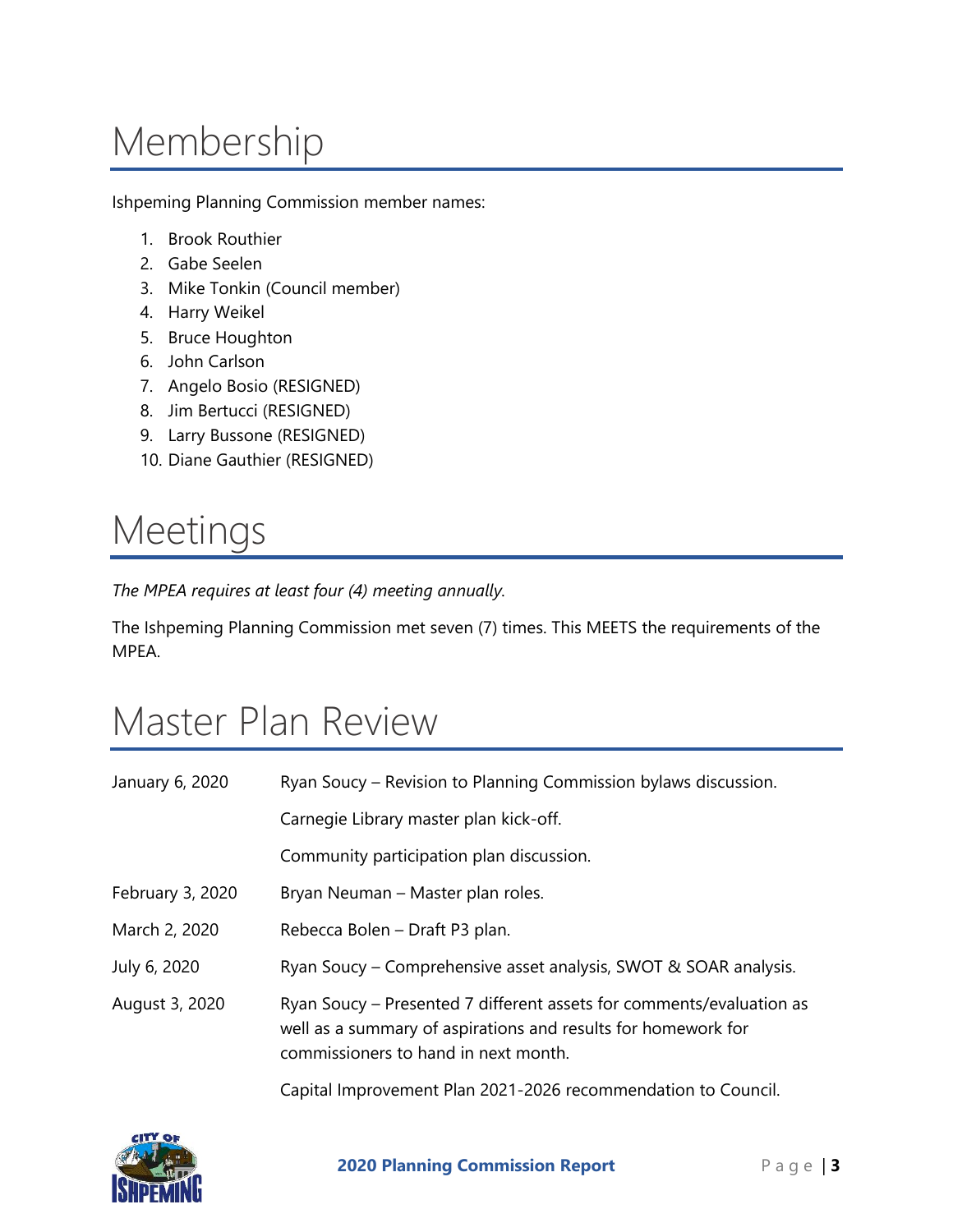# Membership

Ishpeming Planning Commission member names:

1. Brook Routhier
2. Gabe Seelen
3. Mike Tonkin (Council member)
4. Harry Weikel
5. Bruce Houghton
6. John Carlson
7. Angelo Bosio (RESIGNED)
8. Jim Bertucci (RESIGNED)
9. Larry Bussone (RESIGNED)
10. Diane Gauthier (RESIGNED)

# Meetings

*The MPEA requires at least four (4) meeting annually.*

The Ishpeming Planning Commission met seven (7) times. This MEETS the requirements of the MPEA.

# Master Plan Review

| | |
|---|---|
| January 6, 2020 | Ryan Soucy – Revision to Planning Commission bylaws discussion. |
| | Carnegie Library master plan kick-off. |
| | Community participation plan discussion. |
| February 3, 2020 | Bryan Neuman – Master plan roles. |
| March 2, 2020 | Rebecca Bolen – Draft P3 plan. |
| July 6, 2020 | Ryan Soucy – Comprehensive asset analysis, SWOT & SOAR analysis. |
| August 3, 2020 | Ryan Soucy – Presented 7 different assets for comments/evaluation as well as a summary of aspirations and results for homework for commissioners to hand in next month. |
| | Capital Improvement Plan 2021-2026 recommendation to Council. |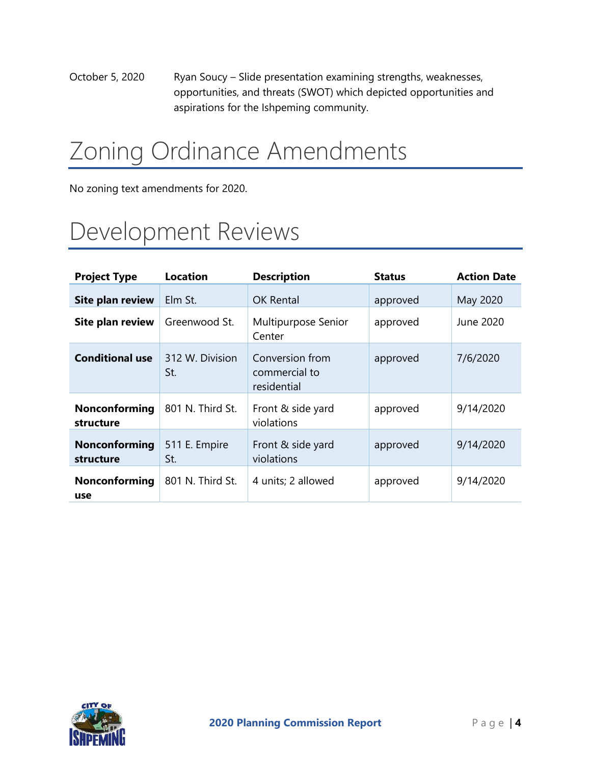October 5, 2020 Ryan Soucy – Slide presentation examining strengths, weaknesses, opportunities, and threats (SWOT) which depicted opportunities and aspirations for the Ishpeming community.

# Zoning Ordinance Amendments

No zoning text amendments for 2020.

# Development Reviews

| Project Type | Location | Description | Status | Action Date |
|---|---|---|---|---|
| **Site plan review** | Elm St. | OK Rental | approved | May 2020 |
| **Site plan review** | Greenwood St. | Multipurpose Senior Center | approved | June 2020 |
| **Conditional use** | 312 W. Division St. | Conversion from commercial to residential | approved | 7/6/2020 |
| **Nonconforming structure** | 801 N. Third St. | Front & side yard violations | approved | 9/14/2020 |
| **Nonconforming structure** | 511 E. Empire St. | Front & side yard violations | approved | 9/14/2020 |
| **Nonconforming use** | 801 N. Third St. | 4 units; 2 allowed | approved | 9/14/2020 |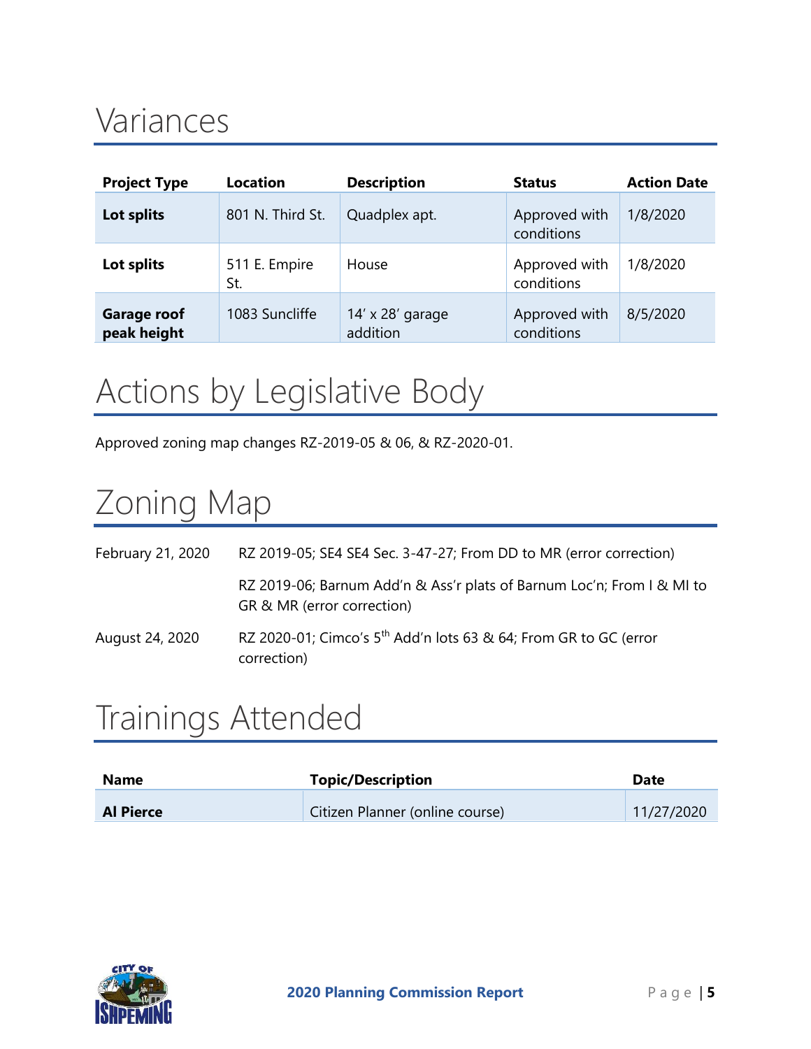# Variances

| Project Type | Location | Description | Status | Action Date |
|---|---|---|---|---|
| **Lot splits** | 801 N. Third St. | Quadplex apt. | Approved with conditions | 1/8/2020 |
| **Lot splits** | 511 E. Empire St. | House | Approved with conditions | 1/8/2020 |
| **Garage roof peak height** | 1083 Suncliffe | 14' x 28' garage addition | Approved with conditions | 8/5/2020 |

# Actions by Legislative Body

Approved zoning map changes RZ-2019-05 & 06, & RZ-2020-01.

# Zoning Map

| | |
|---|---|
| February 21, 2020 | RZ 2019-05; SE4 SE4 Sec. 3-47-27; From DD to MR (error correction) |
| | RZ 2019-06; Barnum Add'n & Ass'r plats of Barnum Loc'n; From I & MI to GR & MR (error correction) |
| August 24, 2020 | RZ 2020-01; Cimco's 5th Add'n lots 63 & 64; From GR to GC (error correction) |

# Trainings Attended

| Name | Topic/Description | Date |
|---|---|---|
| **Al Pierce** | Citizen Planner (online course) | 11/27/2020 |